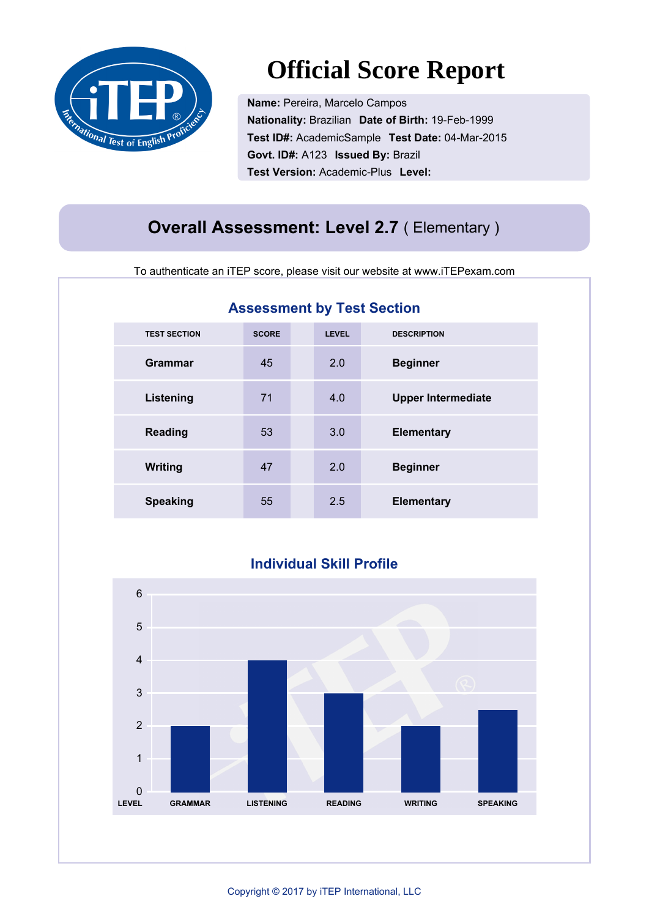# Official Score Report

**Name:** Pereira, Marcelo Campos
**Nationality:** Brazilian **Date of Birth:** 19-Feb-1999
**Test ID#:** AcademicSample **Test Date:** 04-Mar-2015
**Govt. ID#:** A123 **Issued By:** Brazil
**Test Version:** Academic-Plus **Level:**

## Overall Assessment: Level 2.7 ( Elementary )

To authenticate an iTEP score, please visit our website at www.iTEPexam.com

### Assessment by Test Section

| TEST SECTION | SCORE | LEVEL | DESCRIPTION |
|---|---|---|---|
| **Grammar** | 45 | 2.0 | **Beginner** |
| **Listening** | 71 | 4.0 | **Upper Intermediate** |
| **Reading** | 53 | 3.0 | **Elementary** |
| **Writing** | 47 | 2.0 | **Beginner** |
| **Speaking** | 55 | 2.5 | **Elementary** |

### Individual Skill Profile

| LEVEL | GRAMMAR | LISTENING | READING | WRITING | SPEAKING |
|---|---|---|---|---|---|
| | 2 | 4 | 3 | 2 | 2.5 |

Copyright © 2017 by iTEP International, LLC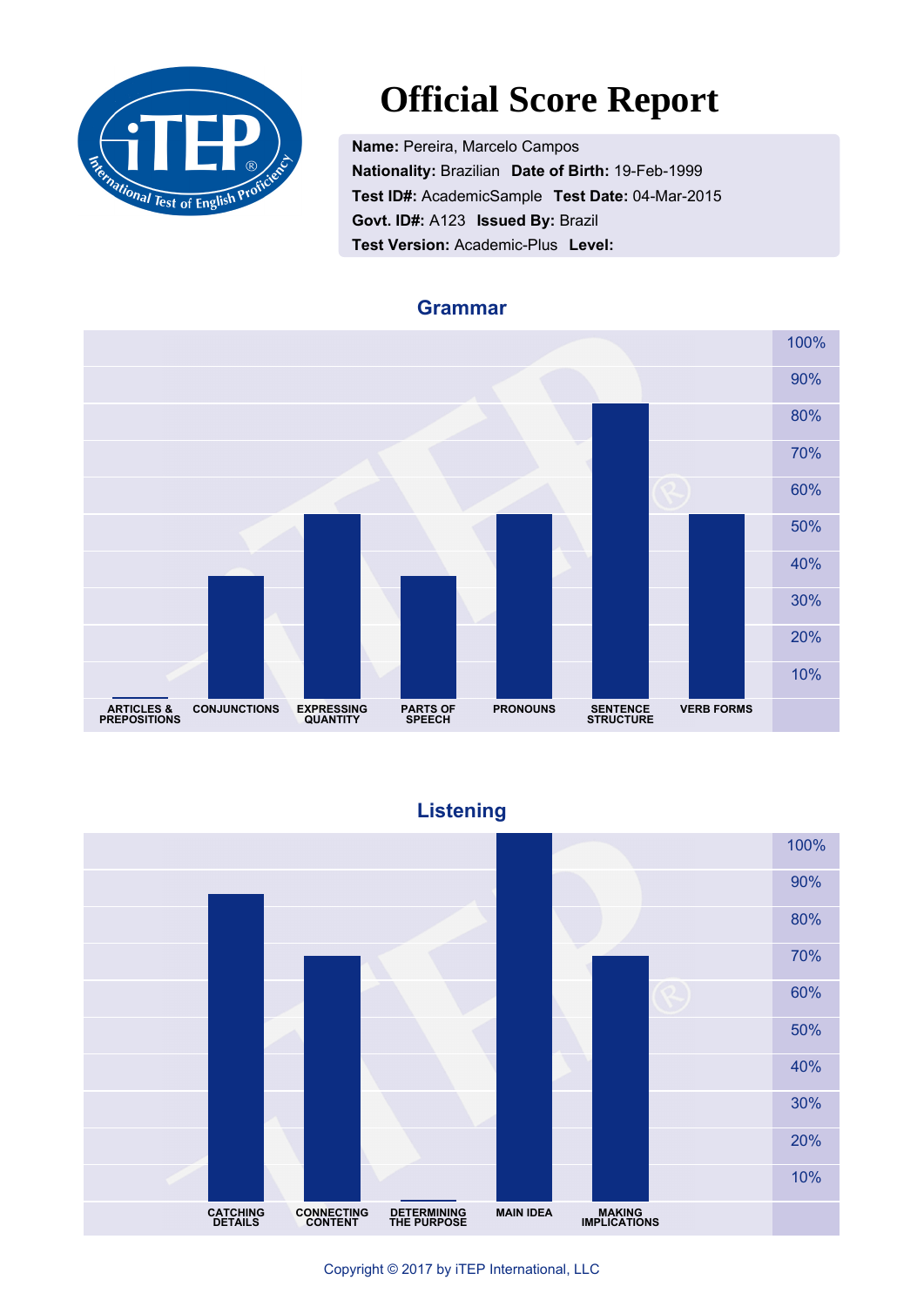# Official Score Report

**Name:** Pereira, Marcelo Campos
**Nationality:** Brazilian **Date of Birth:** 19-Feb-1999
**Test ID#:** AcademicSample **Test Date:** 04-Mar-2015
**Govt. ID#:** A123 **Issued By:** Brazil
**Test Version:** Academic-Plus **Level:**

## Grammar

| ARTICLES & PREPOSITIONS | CONJUNCTIONS | EXPRESSING QUANTITY | PARTS OF SPEECH | PRONOUNS | SENTENCE STRUCTURE | VERB FORMS |
|---|---|---|---|---|---|---|

Scale: 10%, 20%, 30%, 40%, 50%, 60%, 70%, 80%, 90%, 100%

## Listening

| CATCHING DETAILS | CONNECTING CONTENT | DETERMINING THE PURPOSE | MAIN IDEA | MAKING IMPLICATIONS |
|---|---|---|---|---|

Scale: 10%, 20%, 30%, 40%, 50%, 60%, 70%, 80%, 90%, 100%

Copyright © 2017 by iTEP International, LLC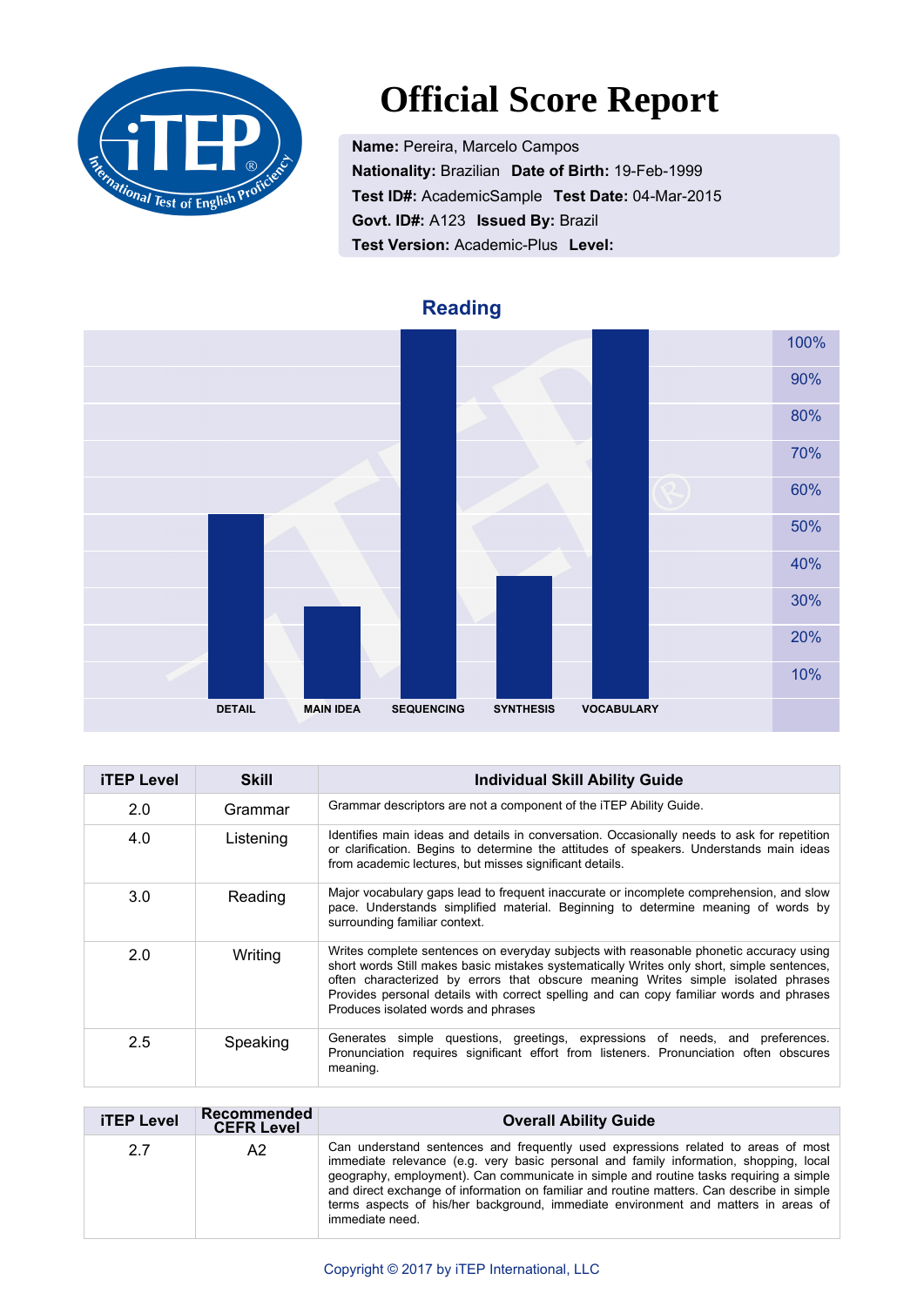# Official Score Report

**Name:** Pereira, Marcelo Campos
**Nationality:** Brazilian **Date of Birth:** 19-Feb-1999
**Test ID#:** AcademicSample **Test Date:** 04-Mar-2015
**Govt. ID#:** A123 **Issued By:** Brazil
**Test Version:** Academic-Plus **Level:**

## Reading

100%
90%
80%
70%
60%
50%
40%
30%
20%
10%

DETAIL
MAIN IDEA
SEQUENCING
SYNTHESIS
VOCABULARY

| iTEP Level | Skill | Individual Skill Ability Guide |
|---|---|---|
| 2.0 | Grammar | Grammar descriptors are not a component of the iTEP Ability Guide. |
| 4.0 | Listening | Identifies main ideas and details in conversation. Occasionally needs to ask for repetition or clarification. Begins to determine the attitudes of speakers. Understands main ideas from academic lectures, but misses significant details. |
| 3.0 | Reading | Major vocabulary gaps lead to frequent inaccurate or incomplete comprehension, and slow pace. Understands simplified material. Beginning to determine meaning of words by surrounding familiar context. |
| 2.0 | Writing | Writes complete sentences on everyday subjects with reasonable phonetic accuracy using short words Still makes basic mistakes systematically Writes only short, simple sentences, often characterized by errors that obscure meaning Writes simple isolated phrases Provides personal details with correct spelling and can copy familiar words and phrases Produces isolated words and phrases |
| 2.5 | Speaking | Generates simple questions, greetings, expressions of needs, and preferences. Pronunciation requires significant effort from listeners. Pronunciation often obscures meaning. |

| iTEP Level | Recommended CEFR Level | Overall Ability Guide |
|---|---|---|
| 2.7 | A2 | Can understand sentences and frequently used expressions related to areas of most immediate relevance (e.g. very basic personal and family information, shopping, local geography, employment). Can communicate in simple and routine tasks requiring a simple and direct exchange of information on familiar and routine matters. Can describe in simple terms aspects of his/her background, immediate environment and matters in areas of immediate need. |

Copyright © 2017 by iTEP International, LLC